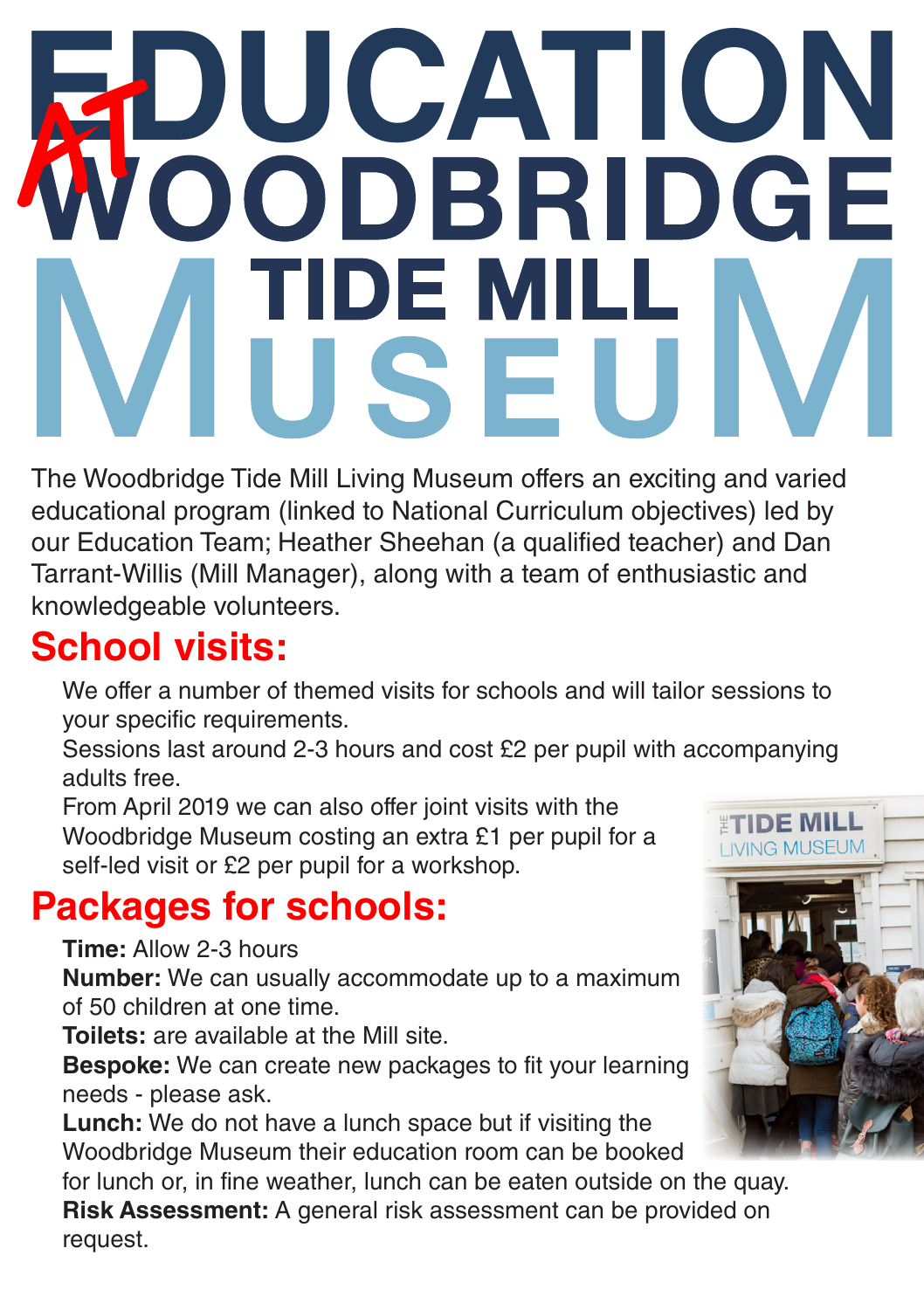# EDUCATION AT WOODBRIDGE TIDE MILL MUSEUM

The Woodbridge Tide Mill Living Museum offers an exciting and varied educational program (linked to National Curriculum objectives) led by our Education Team; Heather Sheehan (a qualified teacher) and Dan Tarrant-Willis (Mill Manager), along with a team of enthusiastic and knowledgeable volunteers.

## School visits:

We offer a number of themed visits for schools and will tailor sessions to your specific requirements.

Sessions last around 2-3 hours and cost £2 per pupil with accompanying adults free.

From April 2019 we can also offer joint visits with the Woodbridge Museum costing an extra £1 per pupil for a self-led visit or £2 per pupil for a workshop.

## Packages for schools:

**Time:** Allow 2-3 hours

**Number:** We can usually accommodate up to a maximum of 50 children at one time.

**Toilets:** are available at the Mill site.

**Bespoke:** We can create new packages to fit your learning needs - please ask.

**Lunch:** We do not have a lunch space but if visiting the Woodbridge Museum their education room can be booked for lunch or, in fine weather, lunch can be eaten outside on the quay.

**Risk Assessment:** A general risk assessment can be provided on request.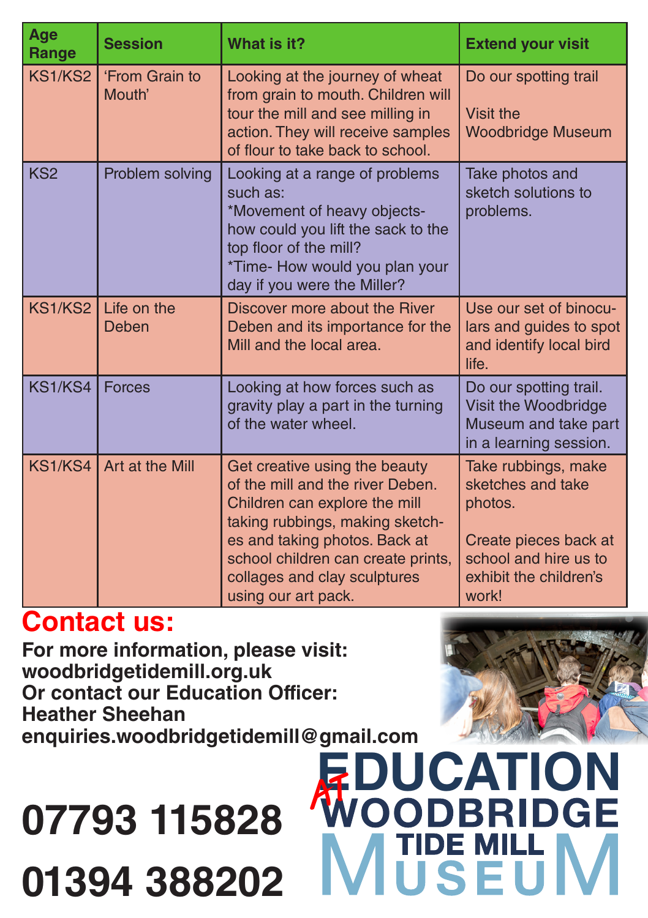| Age Range | Session | What is it? | Extend your visit |
|---|---|---|---|
| KS1/KS2 | 'From Grain to Mouth' | Looking at the journey of wheat from grain to mouth. Children will tour the mill and see milling in action. They will receive samples of flour to take back to school. | Do our spotting trail<br><br>Visit the Woodbridge Museum |
| KS2 | Problem solving | Looking at a range of problems such as:<br>*Movement of heavy objects- how could you lift the sack to the top floor of the mill?<br>*Time- How would you plan your day if you were the Miller? | Take photos and sketch solutions to problems. |
| KS1/KS2 | Life on the Deben | Discover more about the River Deben and its importance for the Mill and the local area. | Use our set of binoculars and guides to spot and identify local bird life. |
| KS1/KS4 | Forces | Looking at how forces such as gravity play a part in the turning of the water wheel. | Do our spotting trail. Visit the Woodbridge Museum and take part in a learning session. |
| KS1/KS4 | Art at the Mill | Get creative using the beauty of the mill and the river Deben. Children can explore the mill taking rubbings, making sketches and taking photos. Back at school children can create prints, collages and clay sculptures using our art pack. | Take rubbings, make sketches and take photos.<br><br>Create pieces back at school and hire us to exhibit the children's work! |

## Contact us:

**For more information, please visit:**
**woodbridgetidemill.org.uk**
**Or contact our Education Officer:**
**Heather Sheehan**
**enquiries.woodbridgetidemill@gmail.com**

# 07793 115828

# 01394 388202

EDUCATION AT WOODBRIDGE TIDE MILL MUSEUM